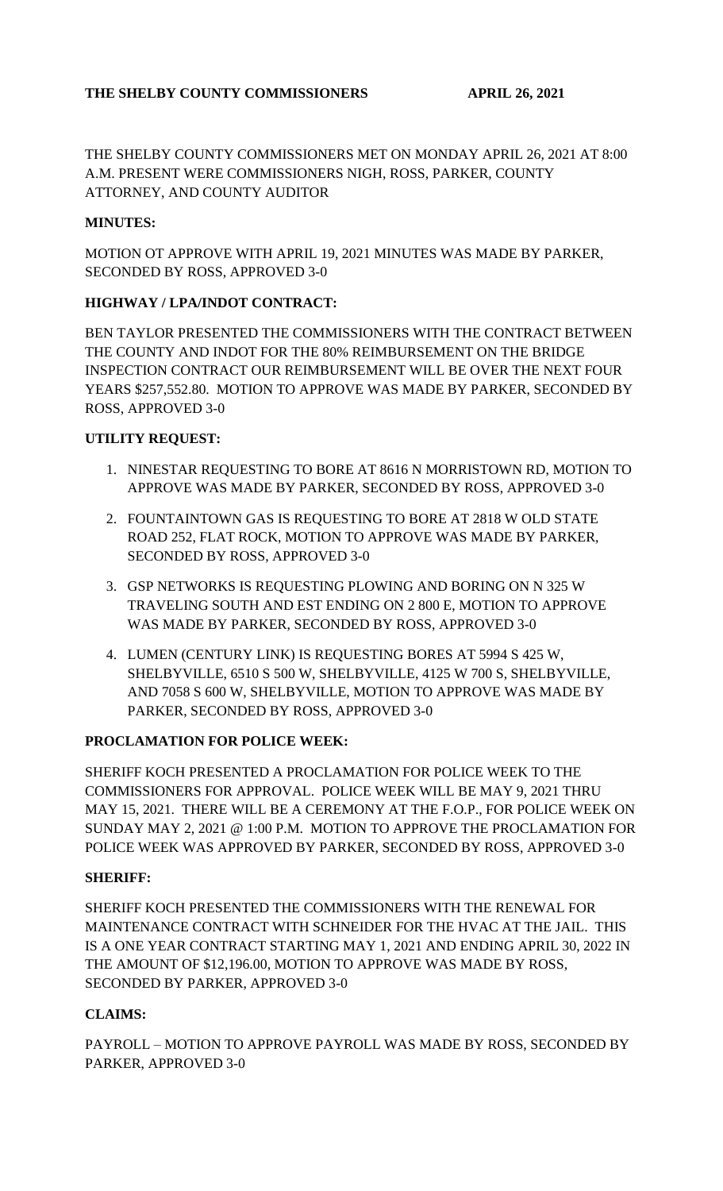**THE SHELBY COUNTY COMMISSIONERS APRIL 26, 2021**

THE SHELBY COUNTY COMMISSIONERS MET ON MONDAY APRIL 26, 2021 AT 8:00 A.M. PRESENT WERE COMMISSIONERS NIGH, ROSS, PARKER, COUNTY ATTORNEY, AND COUNTY AUDITOR

**MINUTES:**

MOTION OT APPROVE WITH APRIL 19, 2021 MINUTES WAS MADE BY PARKER, SECONDED BY ROSS, APPROVED 3-0

**HIGHWAY / LPA/INDOT CONTRACT:**

BEN TAYLOR PRESENTED THE COMMISSIONERS WITH THE CONTRACT BETWEEN THE COUNTY AND INDOT FOR THE 80% REIMBURSEMENT ON THE BRIDGE INSPECTION CONTRACT OUR REIMBURSEMENT WILL BE OVER THE NEXT FOUR YEARS $257,552.80. MOTION TO APPROVE WAS MADE BY PARKER, SECONDED BY ROSS, APPROVED 3-0

**UTILITY REQUEST:**

1. NINESTAR REQUESTING TO BORE AT 8616 N MORRISTOWN RD, MOTION TO APPROVE WAS MADE BY PARKER, SECONDED BY ROSS, APPROVED 3-0
2. FOUNTAINTOWN GAS IS REQUESTING TO BORE AT 2818 W OLD STATE ROAD 252, FLAT ROCK, MOTION TO APPROVE WAS MADE BY PARKER, SECONDED BY ROSS, APPROVED 3-0
3. GSP NETWORKS IS REQUESTING PLOWING AND BORING ON N 325 W TRAVELING SOUTH AND EST ENDING ON 2 800 E, MOTION TO APPROVE WAS MADE BY PARKER, SECONDED BY ROSS, APPROVED 3-0
4. LUMEN (CENTURY LINK) IS REQUESTING BORES AT 5994 S 425 W, SHELBYVILLE, 6510 S 500 W, SHELBYVILLE, 4125 W 700 S, SHELBYVILLE, AND 7058 S 600 W, SHELBYVILLE, MOTION TO APPROVE WAS MADE BY PARKER, SECONDED BY ROSS, APPROVED 3-0

**PROCLAMATION FOR POLICE WEEK:**

SHERIFF KOCH PRESENTED A PROCLAMATION FOR POLICE WEEK TO THE COMMISSIONERS FOR APPROVAL. POLICE WEEK WILL BE MAY 9, 2021 THRU MAY 15, 2021. THERE WILL BE A CEREMONY AT THE F.O.P., FOR POLICE WEEK ON SUNDAY MAY 2, 2021 @ 1:00 P.M. MOTION TO APPROVE THE PROCLAMATION FOR POLICE WEEK WAS APPROVED BY PARKER, SECONDED BY ROSS, APPROVED 3-0

**SHERIFF:**

SHERIFF KOCH PRESENTED THE COMMISSIONERS WITH THE RENEWAL FOR MAINTENANCE CONTRACT WITH SCHNEIDER FOR THE HVAC AT THE JAIL. THIS IS A ONE YEAR CONTRACT STARTING MAY 1, 2021 AND ENDING APRIL 30, 2022 IN THE AMOUNT OF $12,196.00, MOTION TO APPROVE WAS MADE BY ROSS, SECONDED BY PARKER, APPROVED 3-0

**CLAIMS:**

PAYROLL – MOTION TO APPROVE PAYROLL WAS MADE BY ROSS, SECONDED BY PARKER, APPROVED 3-0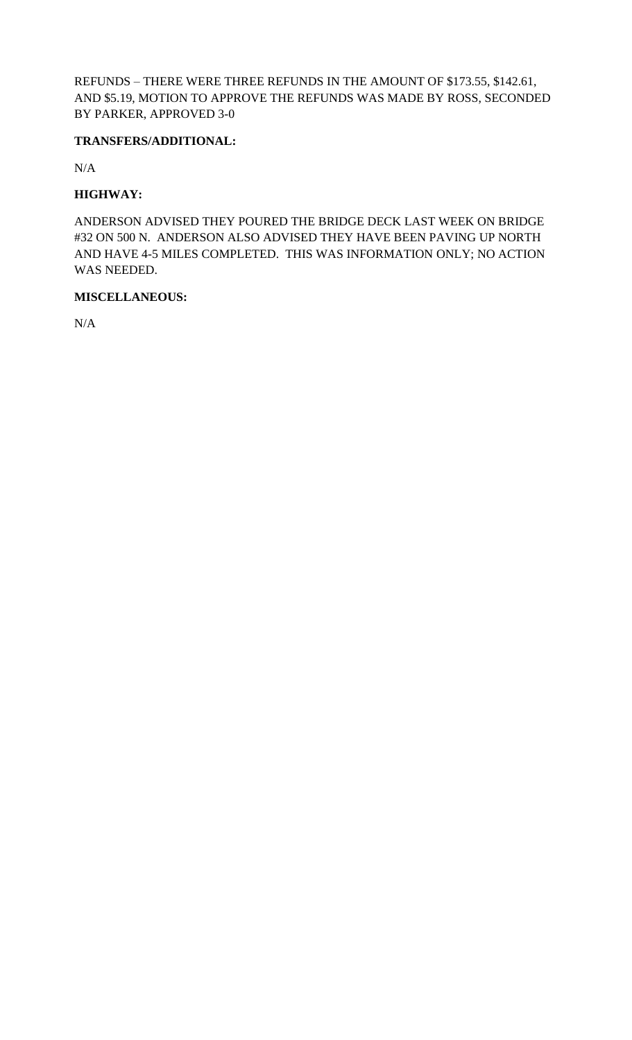REFUNDS – THERE WERE THREE REFUNDS IN THE AMOUNT OF $173.55, $142.61, AND $5.19, MOTION TO APPROVE THE REFUNDS WAS MADE BY ROSS, SECONDED BY PARKER, APPROVED 3-0

**TRANSFERS/ADDITIONAL:**

N/A

**HIGHWAY:**

ANDERSON ADVISED THEY POURED THE BRIDGE DECK LAST WEEK ON BRIDGE #32 ON 500 N. ANDERSON ALSO ADVISED THEY HAVE BEEN PAVING UP NORTH AND HAVE 4-5 MILES COMPLETED. THIS WAS INFORMATION ONLY; NO ACTION WAS NEEDED.

**MISCELLANEOUS:**

N/A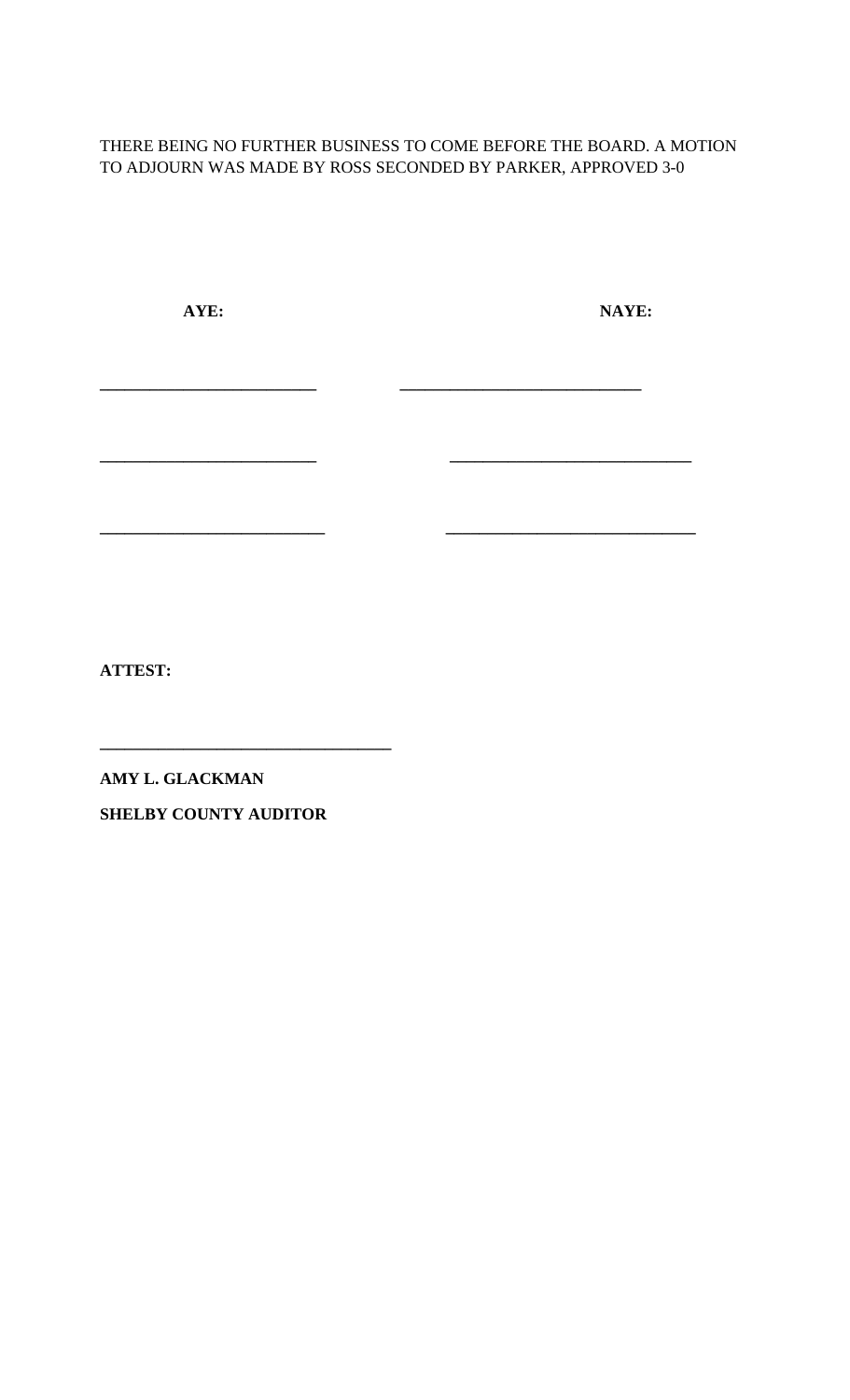THERE BEING NO FURTHER BUSINESS TO COME BEFORE THE BOARD. A MOTION TO ADJOURN WAS MADE BY ROSS SECONDED BY PARKER, APPROVED 3-0

| **AYE:** | **NAYE:** |
| --- | --- |
| ___________________________ | ______________________________ |
| ___________________________ | ______________________________ |
| ___________________________ | ______________________________ |

**ATTEST:**

____________________________________

**AMY L. GLACKMAN**

**SHELBY COUNTY AUDITOR**